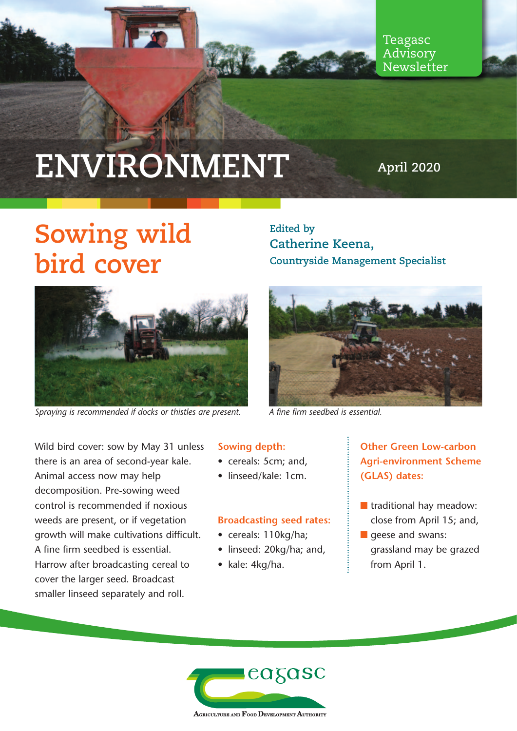Teagasc Advisory Newsletter

# ENVIRONMENT

April 2020

## Sowing wild bird cover

Edited by
**Catherine Keena,**
**Countryside Management Specialist**

*Spraying is recommended if docks or thistles are present.*

*A fine firm seedbed is essential.*

Wild bird cover: sow by May 31 unless there is an area of second-year kale. Animal access now may help decomposition. Pre-sowing weed control is recommended if noxious weeds are present, or if vegetation growth will make cultivations difficult. A fine firm seedbed is essential. Harrow after broadcasting cereal to cover the larger seed. Broadcast smaller linseed separately and roll.

### Sowing depth:

- cereals: 5cm; and,
- linseed/kale: 1cm.

### Broadcasting seed rates:

- cereals: 110kg/ha;
- linseed: 20kg/ha; and,
- kale: 4kg/ha.

### Other Green Low-carbon Agri-environment Scheme (GLAS) dates:

- traditional hay meadow: close from April 15; and,
- geese and swans: grassland may be grazed from April 1.

Teagasc
Agriculture and Food Development Authority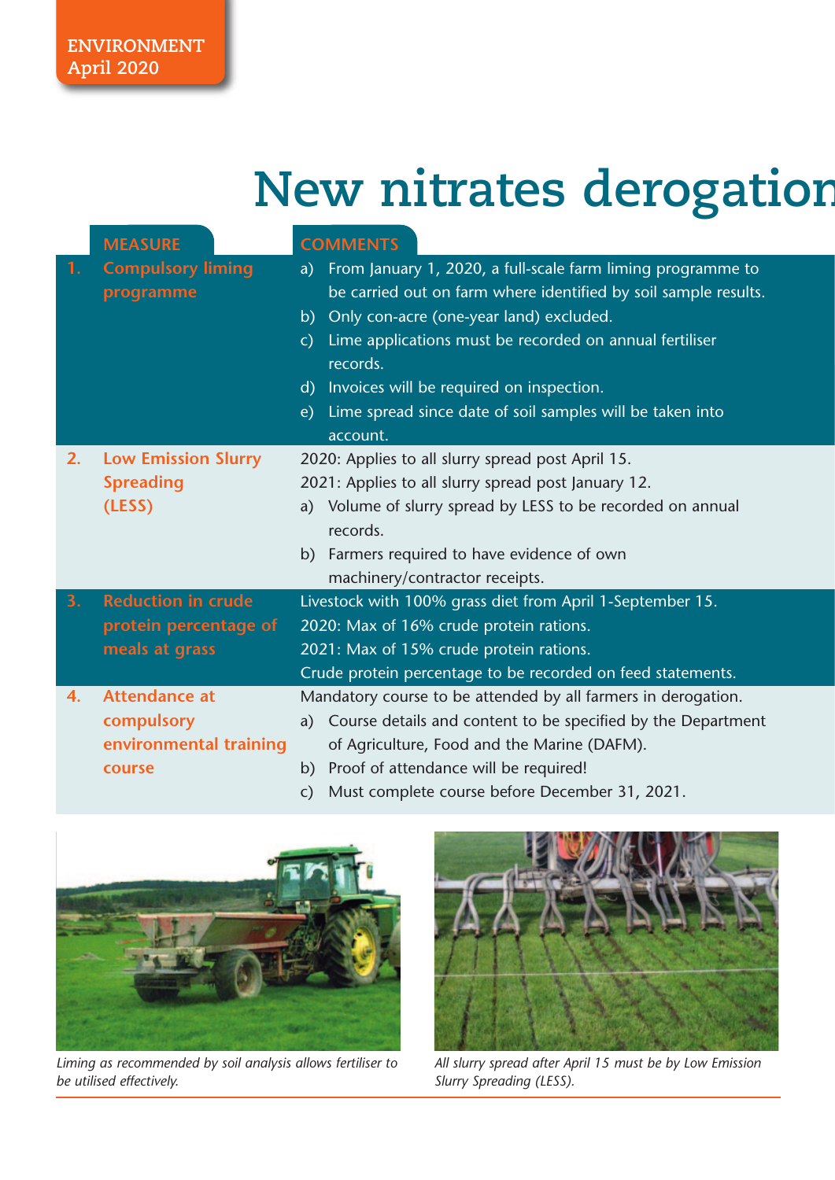ENVIRONMENT
April 2020

# New nitrates derogation

| | MEASURE | COMMENTS |
|---|---|---|
| 1. | Compulsory liming programme | a) From January 1, 2020, a full-scale farm liming programme to be carried out on farm where identified by soil sample results.<br>b) Only con-acre (one-year land) excluded.<br>c) Lime applications must be recorded on annual fertiliser records.<br>d) Invoices will be required on inspection.<br>e) Lime spread since date of soil samples will be taken into account. |
| 2. | Low Emission Slurry Spreading (LESS) | 2020: Applies to all slurry spread post April 15.<br>2021: Applies to all slurry spread post January 12.<br>a) Volume of slurry spread by LESS to be recorded on annual records.<br>b) Farmers required to have evidence of own machinery/contractor receipts. |
| 3. | Reduction in crude protein percentage of meals at grass | Livestock with 100% grass diet from April 1-September 15.<br>2020: Max of 16% crude protein rations.<br>2021: Max of 15% crude protein rations.<br>Crude protein percentage to be recorded on feed statements. |
| 4. | Attendance at compulsory environmental training course | Mandatory course to be attended by all farmers in derogation.<br>a) Course details and content to be specified by the Department of Agriculture, Food and the Marine (DAFM).<br>b) Proof of attendance will be required!<br>c) Must complete course before December 31, 2021. |

*Liming as recommended by soil analysis allows fertiliser to be utilised effectively.*

*All slurry spread after April 15 must be by Low Emission Slurry Spreading (LESS).*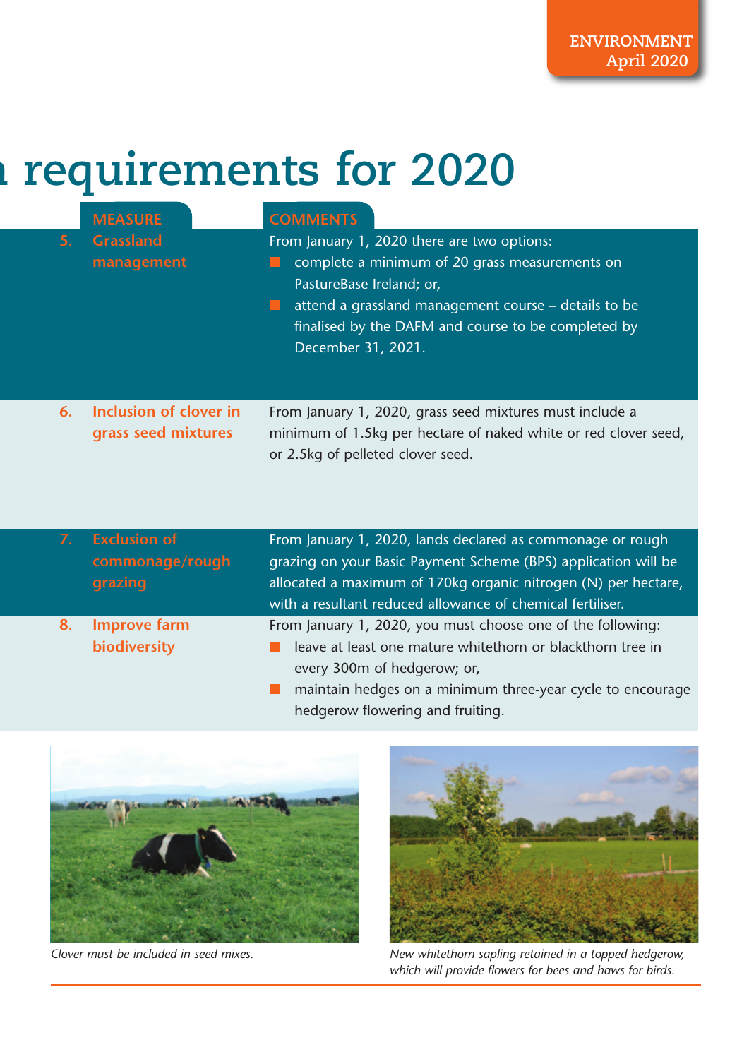# requirements for 2020

| | MEASURE | COMMENTS |
|---|---|---|
| 5. | Grassland management | From January 1, 2020 there are two options: ■ complete a minimum of 20 grass measurements on PastureBase Ireland; or, ■ attend a grassland management course – details to be finalised by the DAFM and course to be completed by December 31, 2021. |
| 6. | Inclusion of clover in grass seed mixtures | From January 1, 2020, grass seed mixtures must include a minimum of 1.5kg per hectare of naked white or red clover seed, or 2.5kg of pelleted clover seed. |
| 7. | Exclusion of commonage/rough grazing | From January 1, 2020, lands declared as commonage or rough grazing on your Basic Payment Scheme (BPS) application will be allocated a maximum of 170kg organic nitrogen (N) per hectare, with a resultant reduced allowance of chemical fertiliser. |
| 8. | Improve farm biodiversity | From January 1, 2020, you must choose one of the following: ■ leave at least one mature whitethorn or blackthorn tree in every 300m of hedgerow; or, ■ maintain hedges on a minimum three-year cycle to encourage hedgerow flowering and fruiting. |

*Clover must be included in seed mixes.*

*New whitethorn sapling retained in a topped hedgerow, which will provide flowers for bees and haws for birds.*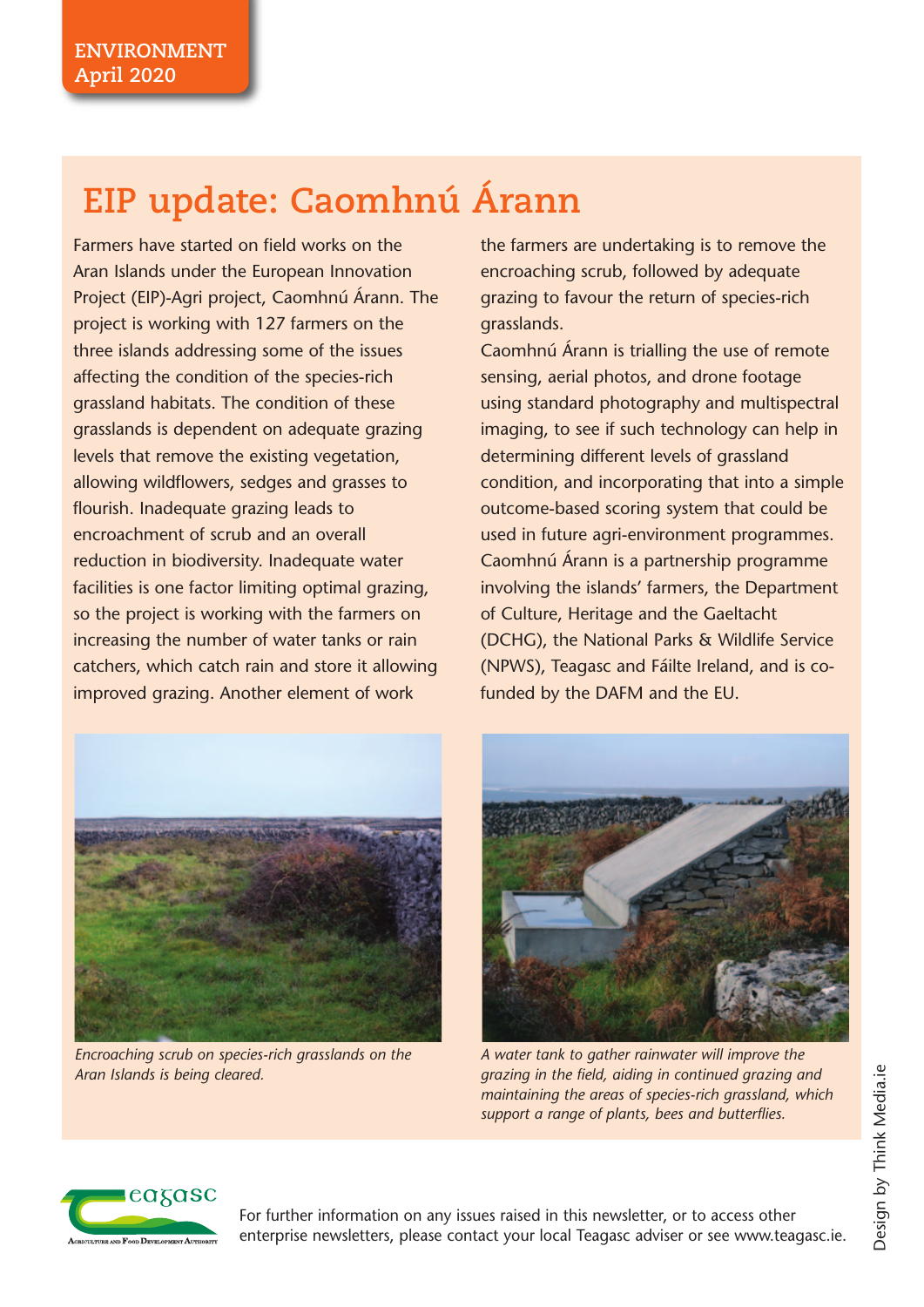ENVIRONMENT
April 2020

# EIP update: Caomhnú Árann

Farmers have started on field works on the Aran Islands under the European Innovation Project (EIP)-Agri project, Caomhnú Árann. The project is working with 127 farmers on the three islands addressing some of the issues affecting the condition of the species-rich grassland habitats. The condition of these grasslands is dependent on adequate grazing levels that remove the existing vegetation, allowing wildflowers, sedges and grasses to flourish. Inadequate grazing leads to encroachment of scrub and an overall reduction in biodiversity. Inadequate water facilities is one factor limiting optimal grazing, so the project is working with the farmers on increasing the number of water tanks or rain catchers, which catch rain and store it allowing improved grazing. Another element of work the farmers are undertaking is to remove the encroaching scrub, followed by adequate grazing to favour the return of species-rich grasslands.

Caomhnú Árann is trialling the use of remote sensing, aerial photos, and drone footage using standard photography and multispectral imaging, to see if such technology can help in determining different levels of grassland condition, and incorporating that into a simple outcome-based scoring system that could be used in future agri-environment programmes. Caomhnú Árann is a partnership programme involving the islands' farmers, the Department of Culture, Heritage and the Gaeltacht (DCHG), the National Parks & Wildlife Service (NPWS), Teagasc and Fáilte Ireland, and is co-funded by the DAFM and the EU.

*Encroaching scrub on species-rich grasslands on the Aran Islands is being cleared.*

*A water tank to gather rainwater will improve the grazing in the field, aiding in continued grazing and maintaining the areas of species-rich grassland, which support a range of plants, bees and butterflies.*

For further information on any issues raised in this newsletter, or to access other enterprise newsletters, please contact your local Teagasc adviser or see www.teagasc.ie.

Design by Think Media.ie